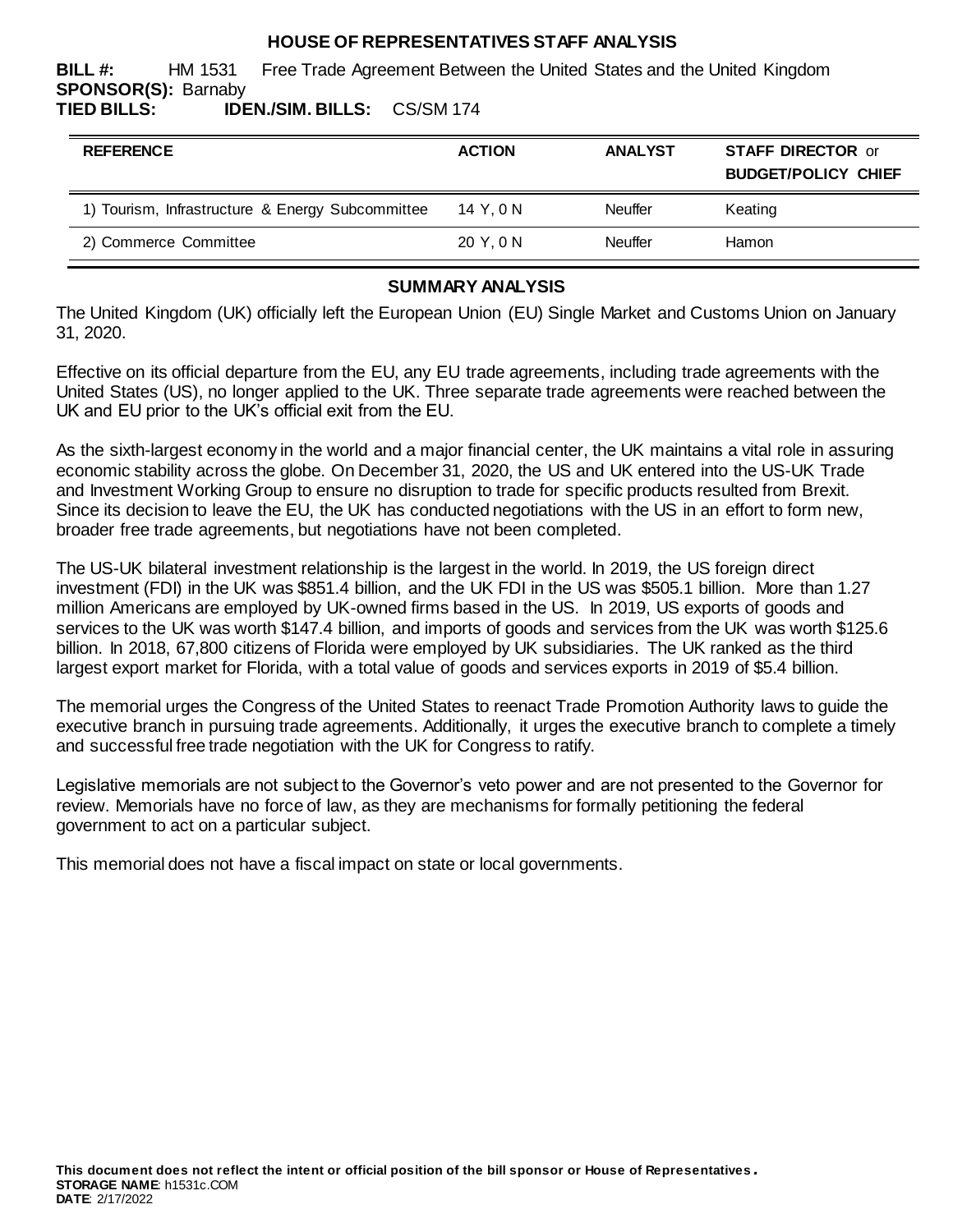# HOUSE OF REPRESENTATIVES STAFF ANALYSIS

**BILL #:** HM 1531 Free Trade Agreement Between the United States and the United Kingdom
**SPONSOR(S):** Barnaby
**TIED BILLS:** **IDEN./SIM. BILLS:** CS/SM 174

| REFERENCE | ACTION | ANALYST | STAFF DIRECTOR or BUDGET/POLICY CHIEF |
|---|---|---|---|
| 1) Tourism, Infrastructure & Energy Subcommittee | 14 Y, 0 N | Neuffer | Keating |
| 2) Commerce Committee | 20 Y, 0 N | Neuffer | Hamon |

## SUMMARY ANALYSIS

The United Kingdom (UK) officially left the European Union (EU) Single Market and Customs Union on January 31, 2020.

Effective on its official departure from the EU, any EU trade agreements, including trade agreements with the United States (US), no longer applied to the UK. Three separate trade agreements were reached between the UK and EU prior to the UK's official exit from the EU.

As the sixth-largest economy in the world and a major financial center, the UK maintains a vital role in assuring economic stability across the globe. On December 31, 2020, the US and UK entered into the US-UK Trade and Investment Working Group to ensure no disruption to trade for specific products resulted from Brexit. Since its decision to leave the EU, the UK has conducted negotiations with the US in an effort to form new, broader free trade agreements, but negotiations have not been completed.

The US-UK bilateral investment relationship is the largest in the world. In 2019, the US foreign direct investment (FDI) in the UK was $851.4 billion, and the UK FDI in the US was $505.1 billion. More than 1.27 million Americans are employed by UK-owned firms based in the US. In 2019, US exports of goods and services to the UK was worth $147.4 billion, and imports of goods and services from the UK was worth $125.6 billion. In 2018, 67,800 citizens of Florida were employed by UK subsidiaries. The UK ranked as the third largest export market for Florida, with a total value of goods and services exports in 2019 of $5.4 billion.

The memorial urges the Congress of the United States to reenact Trade Promotion Authority laws to guide the executive branch in pursuing trade agreements. Additionally, it urges the executive branch to complete a timely and successful free trade negotiation with the UK for Congress to ratify.

Legislative memorials are not subject to the Governor's veto power and are not presented to the Governor for review. Memorials have no force of law, as they are mechanisms for formally petitioning the federal government to act on a particular subject.

This memorial does not have a fiscal impact on state or local governments.

**This document does not reflect the intent or official position of the bill sponsor or House of Representatives.**
**STORAGE NAME**: h1531c.COM
**DATE**: 2/17/2022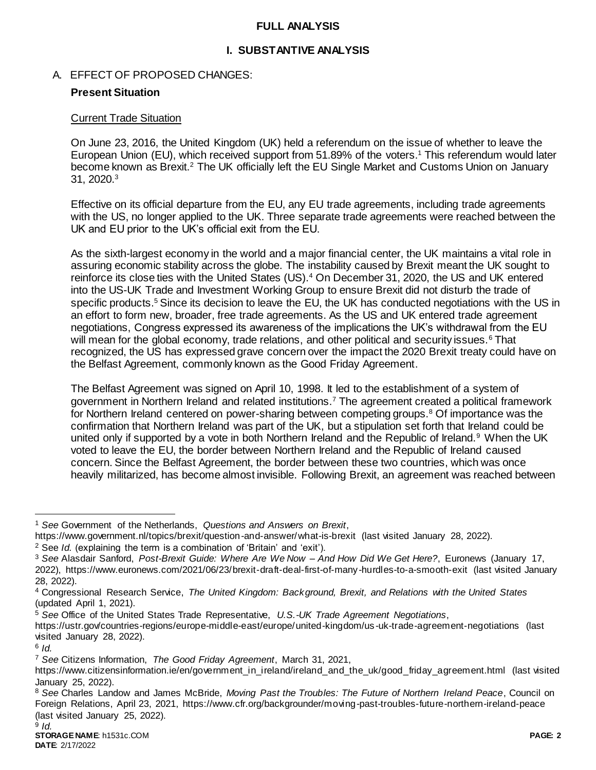# FULL ANALYSIS

## I. SUBSTANTIVE ANALYSIS

### A. EFFECT OF PROPOSED CHANGES:

**Present Situation**

Current Trade Situation

On June 23, 2016, the United Kingdom (UK) held a referendum on the issue of whether to leave the European Union (EU), which received support from 51.89% of the voters.[1] This referendum would later become known as Brexit.[2] The UK officially left the EU Single Market and Customs Union on January 31, 2020.[3]

Effective on its official departure from the EU, any EU trade agreements, including trade agreements with the US, no longer applied to the UK. Three separate trade agreements were reached between the UK and EU prior to the UK's official exit from the EU.

As the sixth-largest economy in the world and a major financial center, the UK maintains a vital role in assuring economic stability across the globe. The instability caused by Brexit meant the UK sought to reinforce its close ties with the United States (US).[4] On December 31, 2020, the US and UK entered into the US-UK Trade and Investment Working Group to ensure Brexit did not disturb the trade of specific products.[5] Since its decision to leave the EU, the UK has conducted negotiations with the US in an effort to form new, broader, free trade agreements. As the US and UK entered trade agreement negotiations, Congress expressed its awareness of the implications the UK's withdrawal from the EU will mean for the global economy, trade relations, and other political and security issues.[6] That recognized, the US has expressed grave concern over the impact the 2020 Brexit treaty could have on the Belfast Agreement, commonly known as the Good Friday Agreement.

The Belfast Agreement was signed on April 10, 1998. It led to the establishment of a system of government in Northern Ireland and related institutions.[7] The agreement created a political framework for Northern Ireland centered on power-sharing between competing groups.[8] Of importance was the confirmation that Northern Ireland was part of the UK, but a stipulation set forth that Ireland could be united only if supported by a vote in both Northern Ireland and the Republic of Ireland.[9] When the UK voted to leave the EU, the border between Northern Ireland and the Republic of Ireland caused concern. Since the Belfast Agreement, the border between these two countries, which was once heavily militarized, has become almost invisible. Following Brexit, an agreement was reached between

---

[1] *See* Government of the Netherlands, *Questions and Answers on Brexit*, https://www.government.nl/topics/brexit/question-and-answer/what-is-brexit (last visited January 28, 2022).

[2] See *Id.* (explaining the term is a combination of 'Britain' and 'exit').

[3] *See* Alasdair Sanford, *Post-Brexit Guide: Where Are We Now – And How Did We Get Here?*, Euronews (January 17, 2022), https://www.euronews.com/2021/06/23/brexit-draft-deal-first-of-many-hurdles-to-a-smooth-exit (last visited January 28, 2022).

[4] Congressional Research Service, *The United Kingdom: Background, Brexit, and Relations with the United States* (updated April 1, 2021).

[5] *See* Office of the United States Trade Representative, *U.S.-UK Trade Agreement Negotiations*, https://ustr.gov/countries-regions/europe-middle-east/europe/united-kingdom/us-uk-trade-agreement-negotiations (last visited January 28, 2022).

[6] *Id.*

[7] *See* Citizens Information, *The Good Friday Agreement*, March 31, 2021, https://www.citizensinformation.ie/en/government_in_ireland/ireland_and_the_uk/good_friday_agreement.html (last visited January 25, 2022).

[8] *See* Charles Landow and James McBride, *Moving Past the Troubles: The Future of Northern Ireland Peace*, Council on Foreign Relations, April 23, 2021, https://www.cfr.org/backgrounder/moving-past-troubles-future-northern-ireland-peace (last visited January 25, 2022).

[9] *Id.*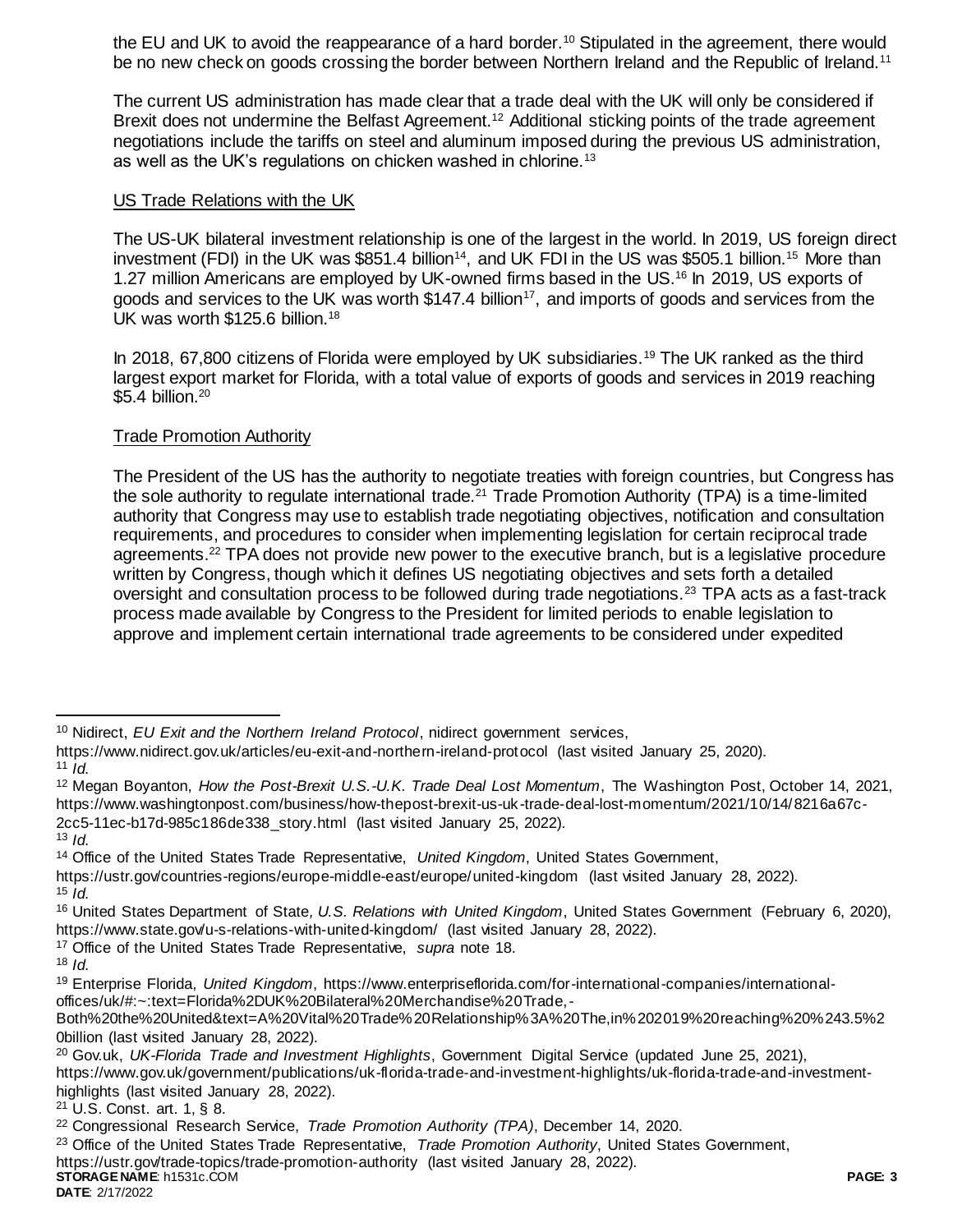the EU and UK to avoid the reappearance of a hard border.[10] Stipulated in the agreement, there would be no new check on goods crossing the border between Northern Ireland and the Republic of Ireland.[11]

The current US administration has made clear that a trade deal with the UK will only be considered if Brexit does not undermine the Belfast Agreement.[12] Additional sticking points of the trade agreement negotiations include the tariffs on steel and aluminum imposed during the previous US administration, as well as the UK's regulations on chicken washed in chlorine.[13]

US Trade Relations with the UK

The US-UK bilateral investment relationship is one of the largest in the world. In 2019, US foreign direct investment (FDI) in the UK was $851.4 billion[14], and UK FDI in the US was $505.1 billion.[15] More than 1.27 million Americans are employed by UK-owned firms based in the US.[16] In 2019, US exports of goods and services to the UK was worth $147.4 billion[17], and imports of goods and services from the UK was worth $125.6 billion.[18]

In 2018, 67,800 citizens of Florida were employed by UK subsidiaries.[19] The UK ranked as the third largest export market for Florida, with a total value of exports of goods and services in 2019 reaching $5.4 billion.[20]

Trade Promotion Authority

The President of the US has the authority to negotiate treaties with foreign countries, but Congress has the sole authority to regulate international trade.[21] Trade Promotion Authority (TPA) is a time-limited authority that Congress may use to establish trade negotiating objectives, notification and consultation requirements, and procedures to consider when implementing legislation for certain reciprocal trade agreements.[22] TPA does not provide new power to the executive branch, but is a legislative procedure written by Congress, though which it defines US negotiating objectives and sets forth a detailed oversight and consultation process to be followed during trade negotiations.[23] TPA acts as a fast-track process made available by Congress to the President for limited periods to enable legislation to approve and implement certain international trade agreements to be considered under expedited

---

[10] Nidirect, *EU Exit and the Northern Ireland Protocol*, nidirect government services, https://www.nidirect.gov.uk/articles/eu-exit-and-northern-ireland-protocol (last visited January 25, 2020).

[11] *Id.*

[12] Megan Boyanton, *How the Post-Brexit U.S.-U.K. Trade Deal Lost Momentum*, The Washington Post, October 14, 2021, https://www.washingtonpost.com/business/how-thepost-brexit-us-uk-trade-deal-lost-momentum/2021/10/14/8216a67c-2cc5-11ec-b17d-985c186de338_story.html (last visited January 25, 2022).

[13] *Id.*

[14] Office of the United States Trade Representative, *United Kingdom*, United States Government, https://ustr.gov/countries-regions/europe-middle-east/europe/united-kingdom (last visited January 28, 2022).

[15] *Id.*

[16] United States Department of State, *U.S. Relations with United Kingdom*, United States Government (February 6, 2020), https://www.state.gov/u-s-relations-with-united-kingdom/ (last visited January 28, 2022).

[17] Office of the United States Trade Representative, *supra* note 18.

[18] *Id.*

[19] Enterprise Florida, *United Kingdom*, https://www.enterpriseflorida.com/for-international-companies/international-offices/uk/#:~:text=Florida%2DUK%20Bilateral%20Merchandise%20Trade,-Both%20the%20United&text=A%20Vital%20Trade%20Relationship%3A%20The,in%202019%20reaching%20%243.5%20billion (last visited January 28, 2022).

[20] Gov.uk, *UK-Florida Trade and Investment Highlights*, Government Digital Service (updated June 25, 2021), https://www.gov.uk/government/publications/uk-florida-trade-and-investment-highlights/uk-florida-trade-and-investment-highlights (last visited January 28, 2022).

[21] U.S. Const. art. 1, § 8.

[22] Congressional Research Service, *Trade Promotion Authority (TPA)*, December 14, 2020.

[23] Office of the United States Trade Representative, *Trade Promotion Authority*, United States Government, https://ustr.gov/trade-topics/trade-promotion-authority (last visited January 28, 2022).

**STORAGE NAME**: h1531c.COM
**DATE**: 2/17/2022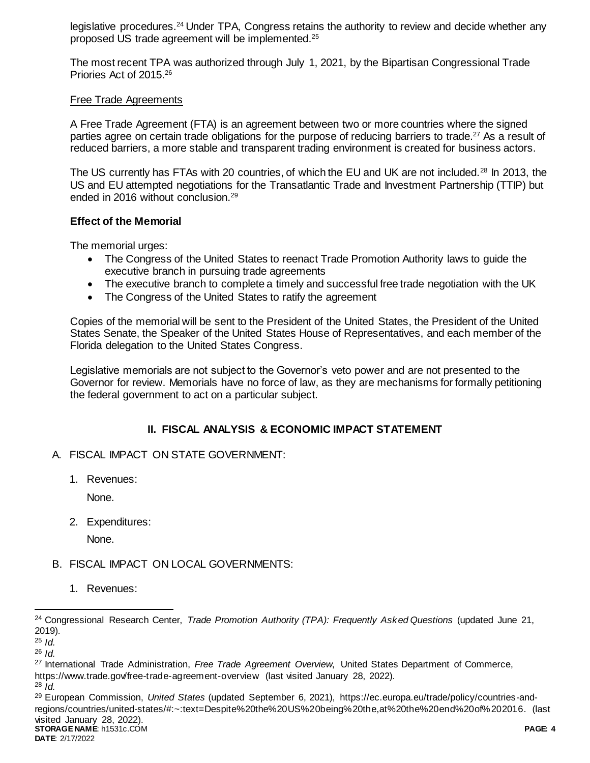legislative procedures.[24] Under TPA, Congress retains the authority to review and decide whether any proposed US trade agreement will be implemented.[25]

The most recent TPA was authorized through July 1, 2021, by the Bipartisan Congressional Trade Prioriеs Act of 2015.[26]

Free Trade Agreements

A Free Trade Agreement (FTA) is an agreement between two or more countries where the signed parties agree on certain trade obligations for the purpose of reducing barriers to trade.[27] As a result of reduced barriers, a more stable and transparent trading environment is created for business actors.

The US currently has FTAs with 20 countries, of which the EU and UK are not included.[28] In 2013, the US and EU attempted negotiations for the Transatlantic Trade and Investment Partnership (TTIP) but ended in 2016 without conclusion.[29]

**Effect of the Memorial**

The memorial urges:

- The Congress of the United States to reenact Trade Promotion Authority laws to guide the executive branch in pursuing trade agreements
- The executive branch to complete a timely and successful free trade negotiation with the UK
- The Congress of the United States to ratify the agreement

Copies of the memorial will be sent to the President of the United States, the President of the United States Senate, the Speaker of the United States House of Representatives, and each member of the Florida delegation to the United States Congress.

Legislative memorials are not subject to the Governor's veto power and are not presented to the Governor for review. Memorials have no force of law, as they are mechanisms for formally petitioning the federal government to act on a particular subject.

## II. FISCAL ANALYSIS & ECONOMIC IMPACT STATEMENT

A. FISCAL IMPACT ON STATE GOVERNMENT:

1. Revenues:

   None.

2. Expenditures:

   None.

B. FISCAL IMPACT ON LOCAL GOVERNMENTS:

1. Revenues:

---

[24] Congressional Research Center, *Trade Promotion Authority (TPA): Frequently Asked Questions* (updated June 21, 2019).

[25] *Id.*

[26] *Id.*

[27] International Trade Administration, *Free Trade Agreement Overview*, United States Department of Commerce, https://www.trade.gov/free-trade-agreement-overview (last visited January 28, 2022).

[28] *Id.*

[29] European Commission, *United States* (updated September 6, 2021), https://ec.europa.eu/trade/policy/countries-and-regions/countries/united-states/#:~:text=Despite%20the%20US%20being%20the,at%20the%20end%20of%202016. (last visited January 28, 2022).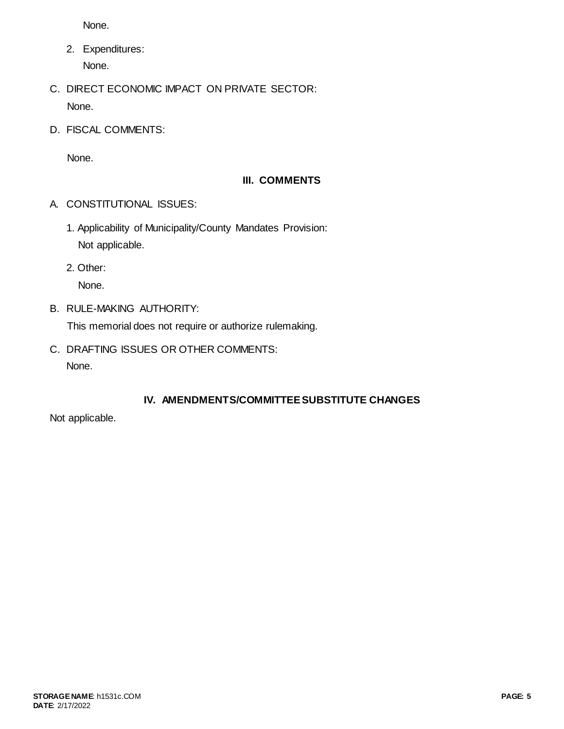None.

2. Expenditures:

   None.

C. DIRECT ECONOMIC IMPACT ON PRIVATE SECTOR:

   None.

D. FISCAL COMMENTS:

   None.

## III. COMMENTS

A. CONSTITUTIONAL ISSUES:

   1. Applicability of Municipality/County Mandates Provision:

      Not applicable.

   2. Other:

      None.

B. RULE-MAKING AUTHORITY:

   This memorial does not require or authorize rulemaking.

C. DRAFTING ISSUES OR OTHER COMMENTS:

   None.

## IV. AMENDMENTS/COMMITTEE SUBSTITUTE CHANGES

Not applicable.